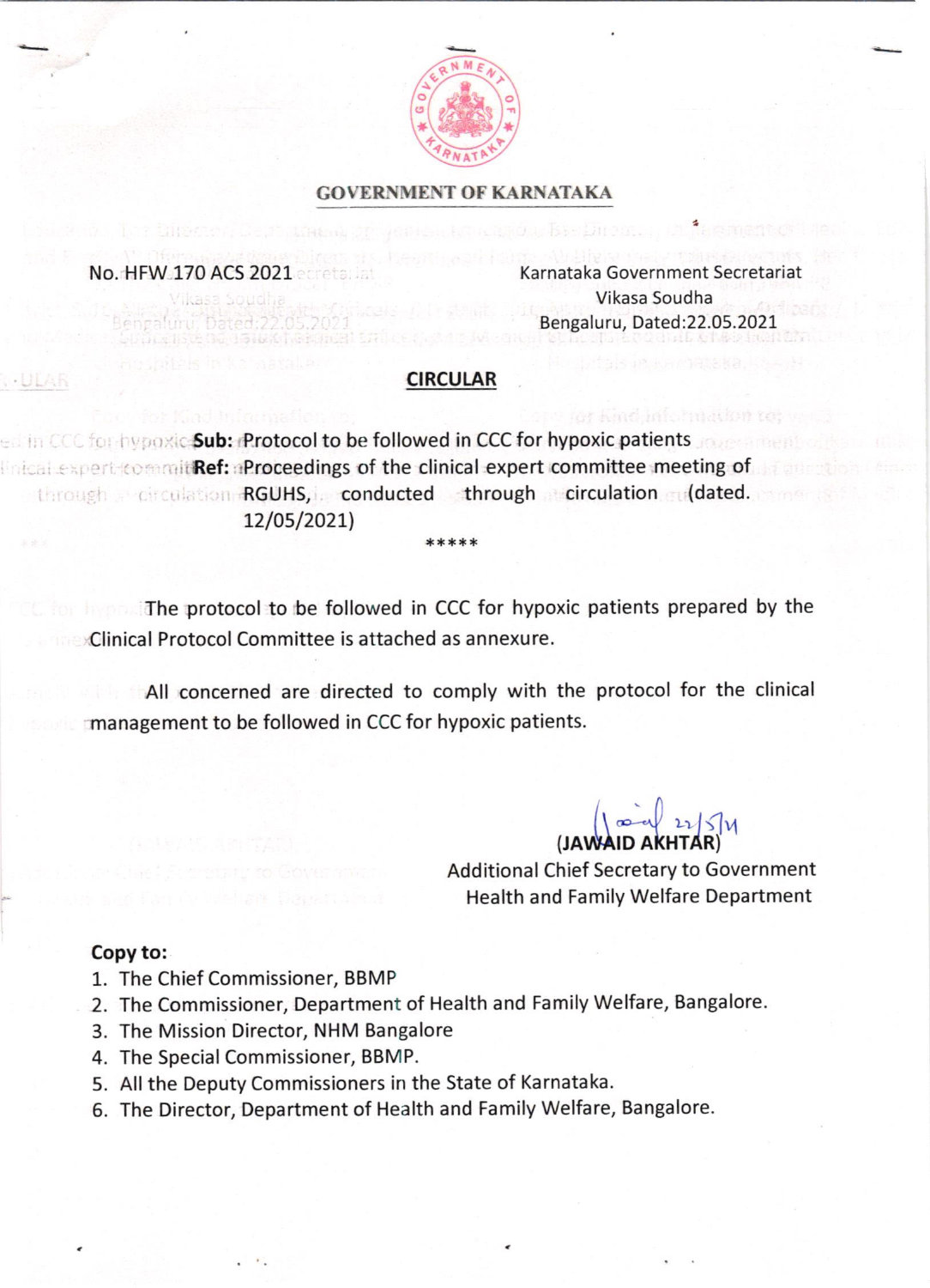# GOVERNMENT OF KARNATAKA

No. HFW 170 ACS 2021

Karnataka Government Secretariat
Vikasa Soudha
Bengaluru, Dated:22.05.2021

## CIRCULAR

**Sub:** Protocol to be followed in CCC for hypoxic patients

**Ref:** Proceedings of the clinical expert committee meeting of RGUHS, conducted through circulation (dated. 12/05/2021)

*****

The protocol to be followed in CCC for hypoxic patients prepared by the Clinical Protocol Committee is attached as annexure.

All concerned are directed to comply with the protocol for the clinical management to be followed in CCC for hypoxic patients.

22/5/21

(JAWAID AKHTAR)
Additional Chief Secretary to Government
Health and Family Welfare Department

**Copy to:**

1. The Chief Commissioner, BBMP
2. The Commissioner, Department of Health and Family Welfare, Bangalore.
3. The Mission Director, NHM Bangalore
4. The Special Commissioner, BBMP.
5. All the Deputy Commissioners in the State of Karnataka.
6. The Director, Department of Health and Family Welfare, Bangalore.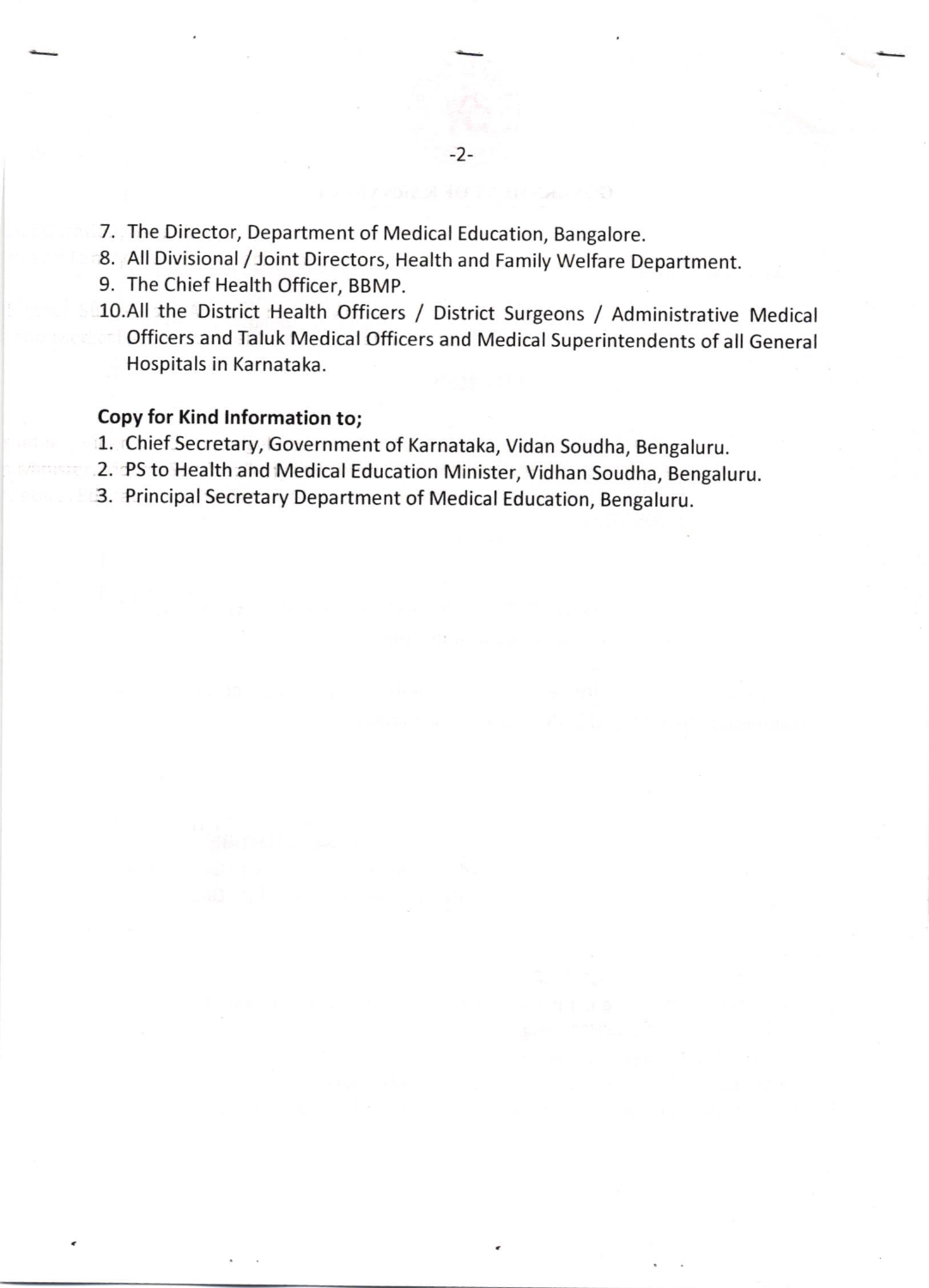7. The Director, Department of Medical Education, Bangalore.
8. All Divisional / Joint Directors, Health and Family Welfare Department.
9. The Chief Health Officer, BBMP.
10. All the District Health Officers / District Surgeons / Administrative Medical Officers and Taluk Medical Officers and Medical Superintendents of all General Hospitals in Karnataka.

**Copy for Kind Information to;**

1. Chief Secretary, Government of Karnataka, Vidan Soudha, Bengaluru.
2. PS to Health and Medical Education Minister, Vidhan Soudha, Bengaluru.
3. Principal Secretary Department of Medical Education, Bengaluru.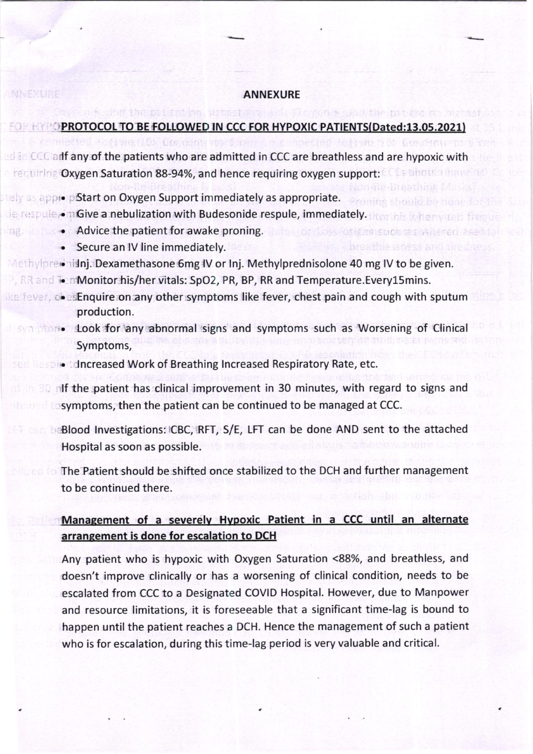## ANNEXURE

### PROTOCOL TO BE FOLLOWED IN CCC FOR HYPOXIC PATIENTS(Dated:13.05.2021)

If any of the patients who are admitted in CCC are breathless and are hypoxic with Oxygen Saturation 88-94%, and hence requiring oxygen support:

- Start on Oxygen Support immediately as appropriate.
- Give a nebulization with Budesonide respule, immediately.
- Advice the patient for awake proning.
- Secure an IV line immediately.
- Inj. Dexamethasone 6mg IV or Inj. Methylprednisolone 40 mg IV to be given.
- Monitor his/her vitals: SpO2, PR, BP, RR and Temperature.Every15mins.
- Enquire on any other symptoms like fever, chest pain and cough with sputum production.
- Look for any abnormal signs and symptoms such as Worsening of Clinical Symptoms,
- Increased Work of Breathing Increased Respiratory Rate, etc.

If the patient has clinical improvement in 30 minutes, with regard to signs and symptoms, then the patient can be continued to be managed at CCC.

Blood Investigations: CBC, RFT, S/E, LFT can be done AND sent to the attached Hospital as soon as possible.

The Patient should be shifted once stabilized to the DCH and further management to be continued there.

### Management of a severely Hypoxic Patient in a CCC until an alternate arrangement is done for escalation to DCH

Any patient who is hypoxic with Oxygen Saturation <88%, and breathless, and doesn't improve clinically or has a worsening of clinical condition, needs to be escalated from CCC to a Designated COVID Hospital. However, due to Manpower and resource limitations, it is foreseeable that a significant time-lag is bound to happen until the patient reaches a DCH. Hence the management of such a patient who is for escalation, during this time-lag period is very valuable and critical.